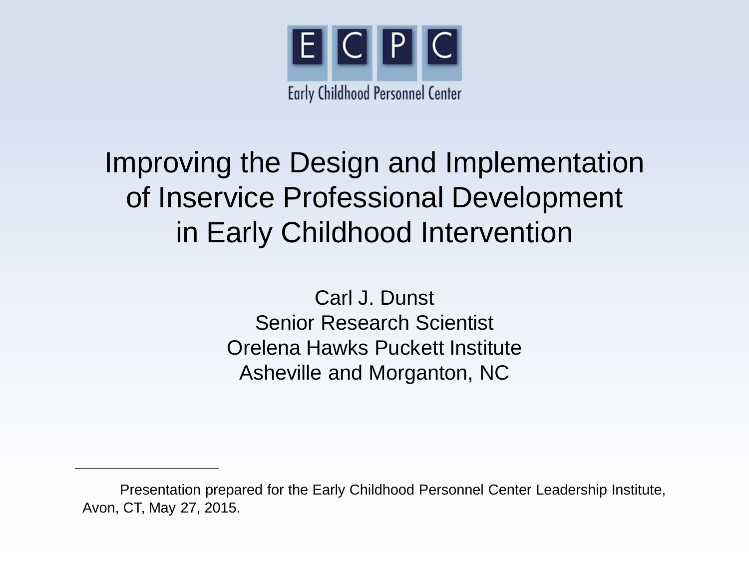ECPC

Early Childhood Personnel Center

# Improving the Design and Implementation of Inservice Professional Development in Early Childhood Intervention

Carl J. Dunst
Senior Research Scientist
Orelena Hawks Puckett Institute
Asheville and Morganton, NC

---

Presentation prepared for the Early Childhood Personnel Center Leadership Institute, Avon, CT, May 27, 2015.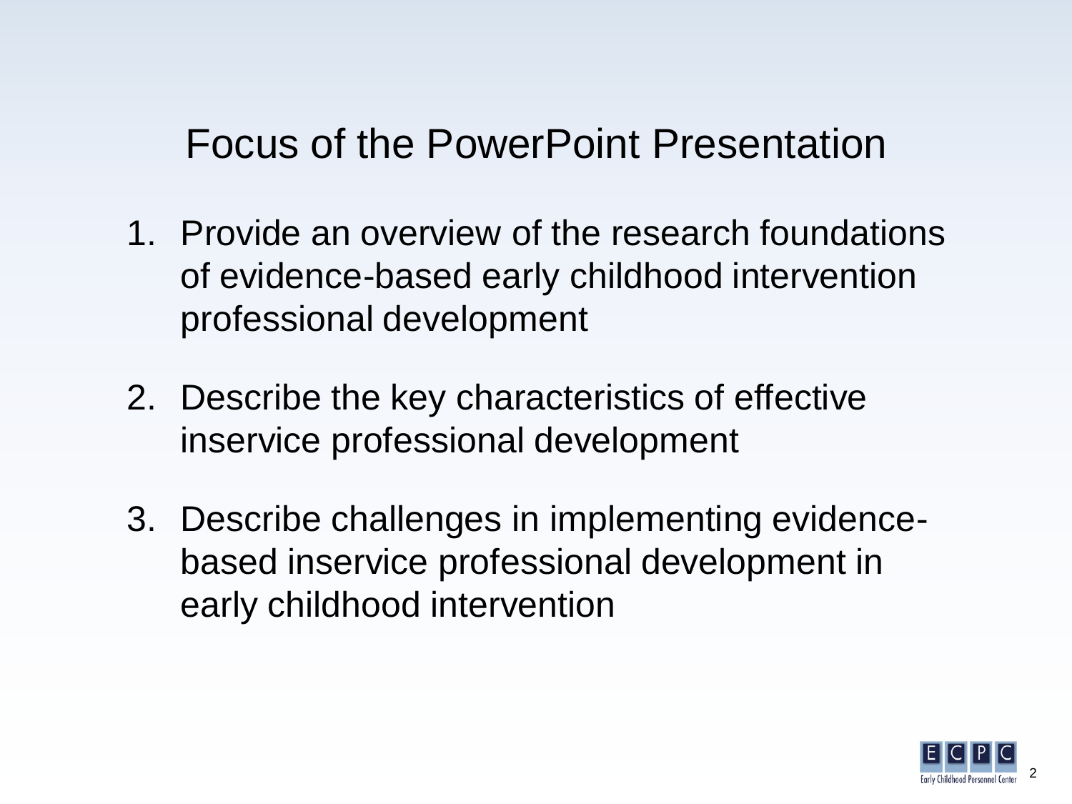# Focus of the PowerPoint Presentation

1. Provide an overview of the research foundations of evidence-based early childhood intervention professional development
2. Describe the key characteristics of effective inservice professional development
3. Describe challenges in implementing evidence-based inservice professional development in early childhood intervention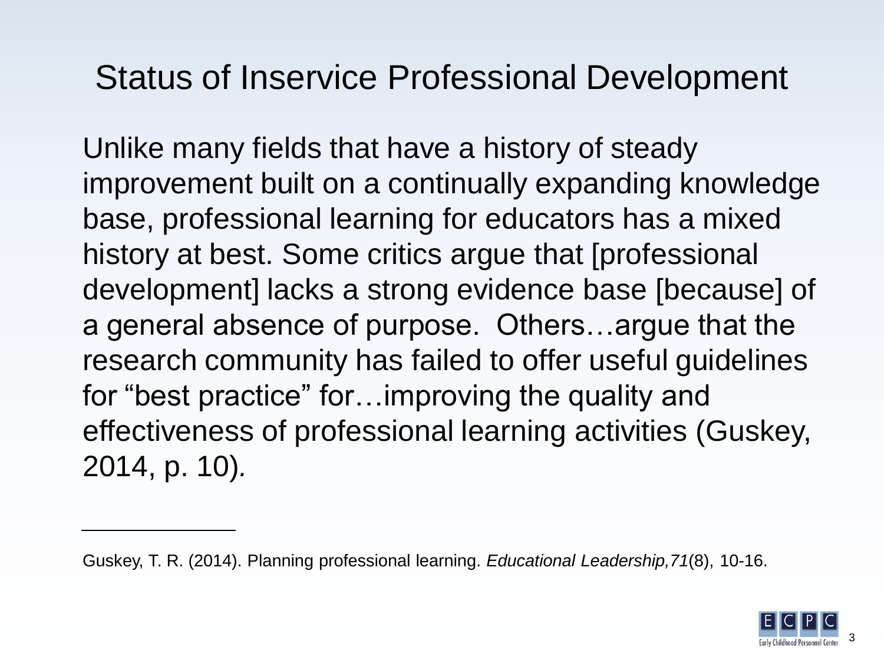# Status of Inservice Professional Development

Unlike many fields that have a history of steady improvement built on a continually expanding knowledge base, professional learning for educators has a mixed history at best. Some critics argue that [professional development] lacks a strong evidence base [because] of a general absence of purpose. Others…argue that the research community has failed to offer useful guidelines for "best practice" for…improving the quality and effectiveness of professional learning activities (Guskey, 2014, p. 10).

---

Guskey, T. R. (2014). Planning professional learning. *Educational Leadership,71*(8), 10-16.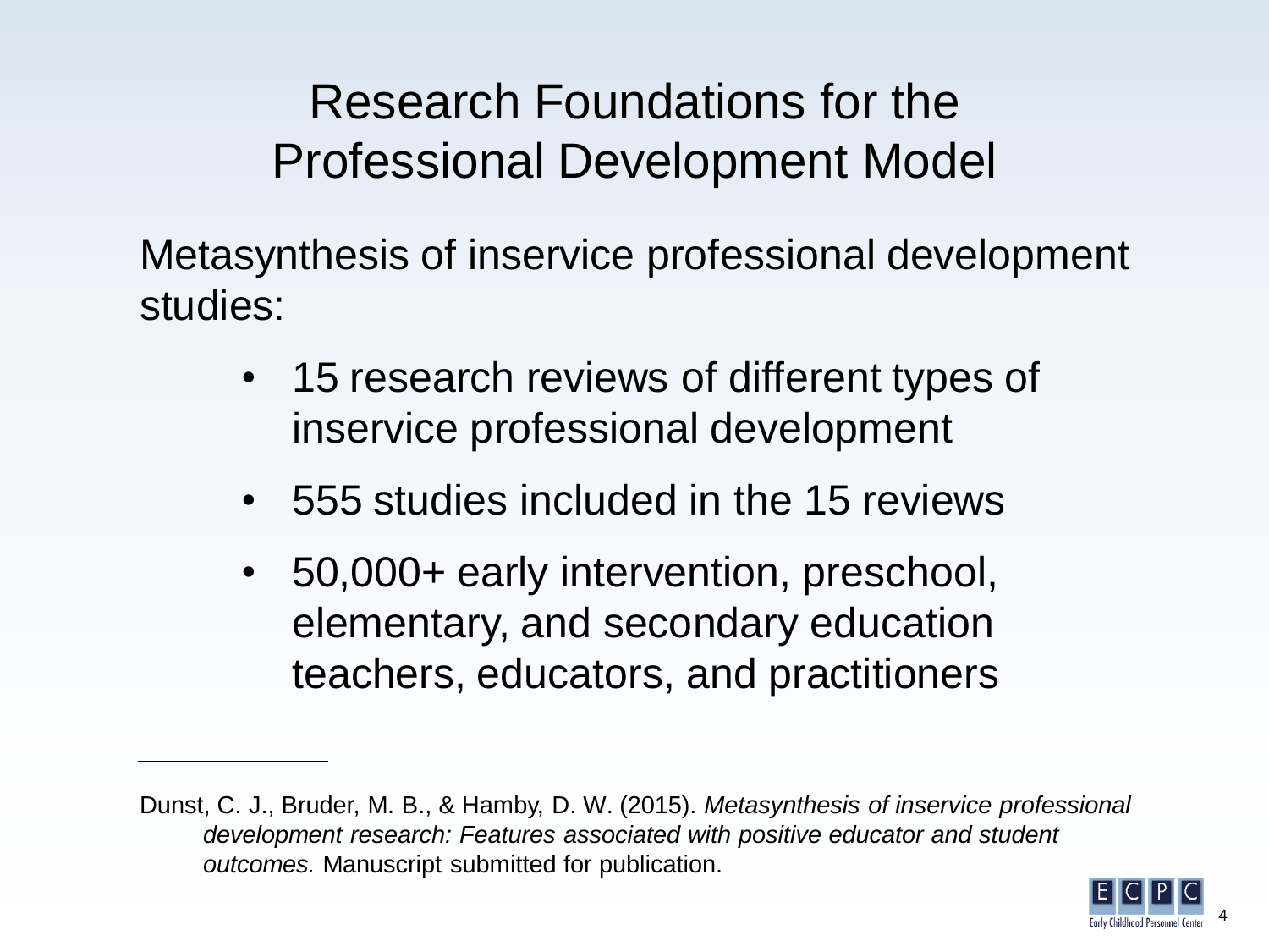# Research Foundations for the Professional Development Model

Metasynthesis of inservice professional development studies:

- 15 research reviews of different types of inservice professional development
- 555 studies included in the 15 reviews
- 50,000+ early intervention, preschool, elementary, and secondary education teachers, educators, and practitioners

---

Dunst, C. J., Bruder, M. B., & Hamby, D. W. (2015). *Metasynthesis of inservice professional development research: Features associated with positive educator and student outcomes.* Manuscript submitted for publication.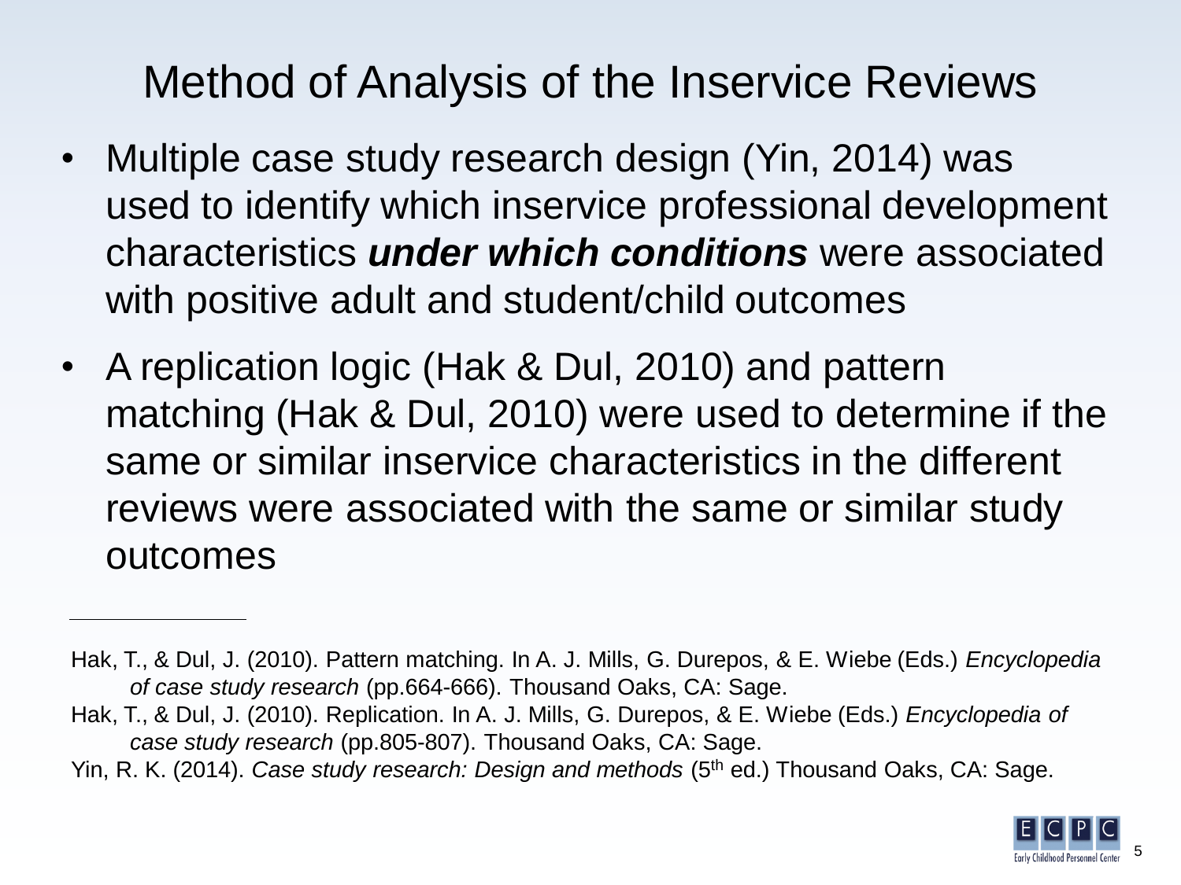# Method of Analysis of the Inservice Reviews

- Multiple case study research design (Yin, 2014) was used to identify which inservice professional development characteristics ***under which conditions*** were associated with positive adult and student/child outcomes
- A replication logic (Hak & Dul, 2010) and pattern matching (Hak & Dul, 2010) were used to determine if the same or similar inservice characteristics in the different reviews were associated with the same or similar study outcomes

---

Hak, T., & Dul, J. (2010). Pattern matching. In A. J. Mills, G. Durepos, & E. Wiebe (Eds.) *Encyclopedia of case study research* (pp.664-666). Thousand Oaks, CA: Sage.

Hak, T., & Dul, J. (2010). Replication. In A. J. Mills, G. Durepos, & E. Wiebe (Eds.) *Encyclopedia of case study research* (pp.805-807). Thousand Oaks, CA: Sage.

Yin, R. K. (2014). *Case study research: Design and methods* (5th ed.) Thousand Oaks, CA: Sage.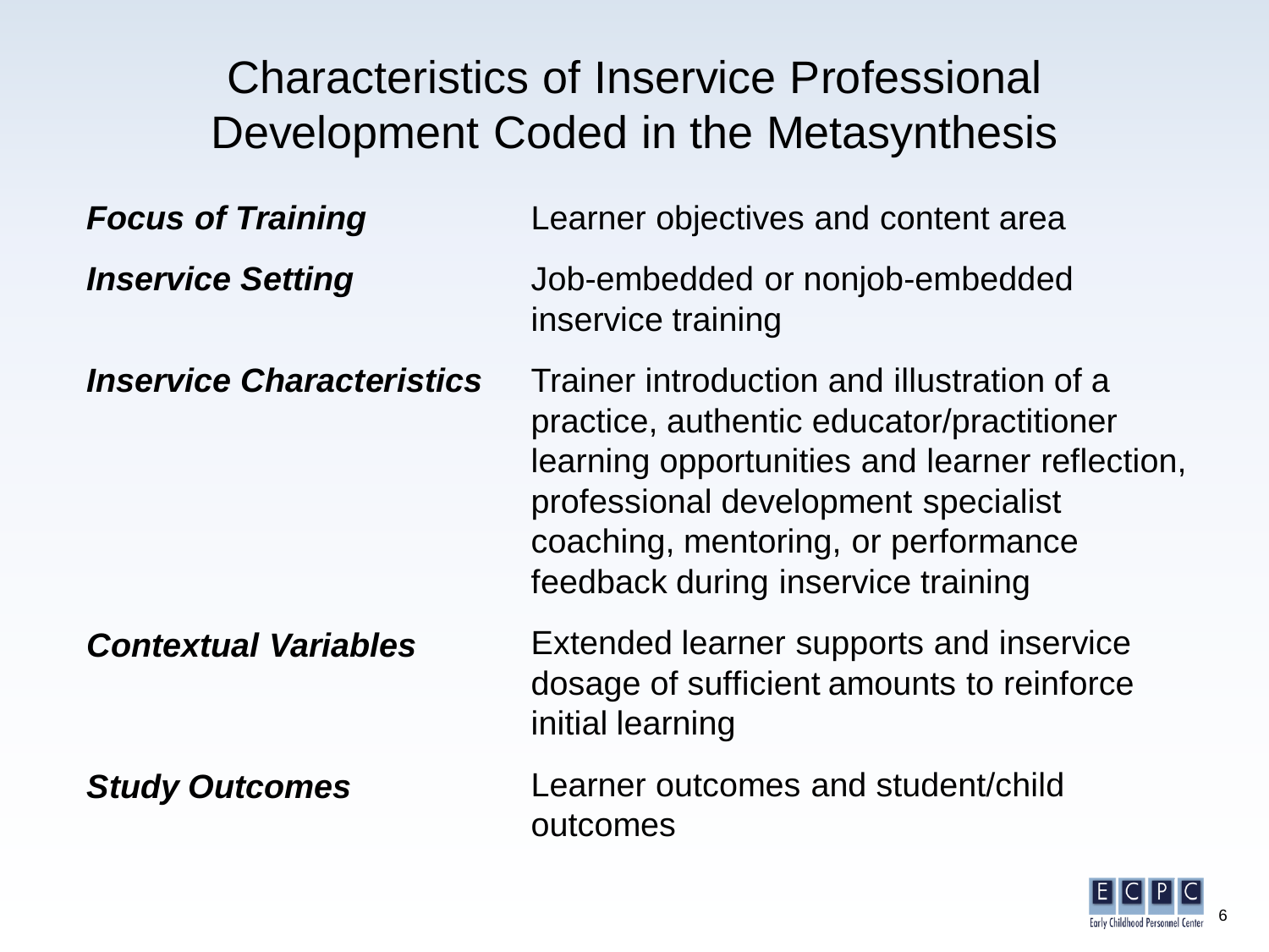# Characteristics of Inservice Professional Development Coded in the Metasynthesis

| | |
|---|---|
| ***Focus of Training*** | Learner objectives and content area |
| ***Inservice Setting*** | Job-embedded or nonjob-embedded inservice training |
| ***Inservice Characteristics*** | Trainer introduction and illustration of a practice, authentic educator/practitioner learning opportunities and learner reflection, professional development specialist coaching, mentoring, or performance feedback during inservice training |
| ***Contextual Variables*** | Extended learner supports and inservice dosage of sufficient amounts to reinforce initial learning |
| ***Study Outcomes*** | Learner outcomes and student/child outcomes |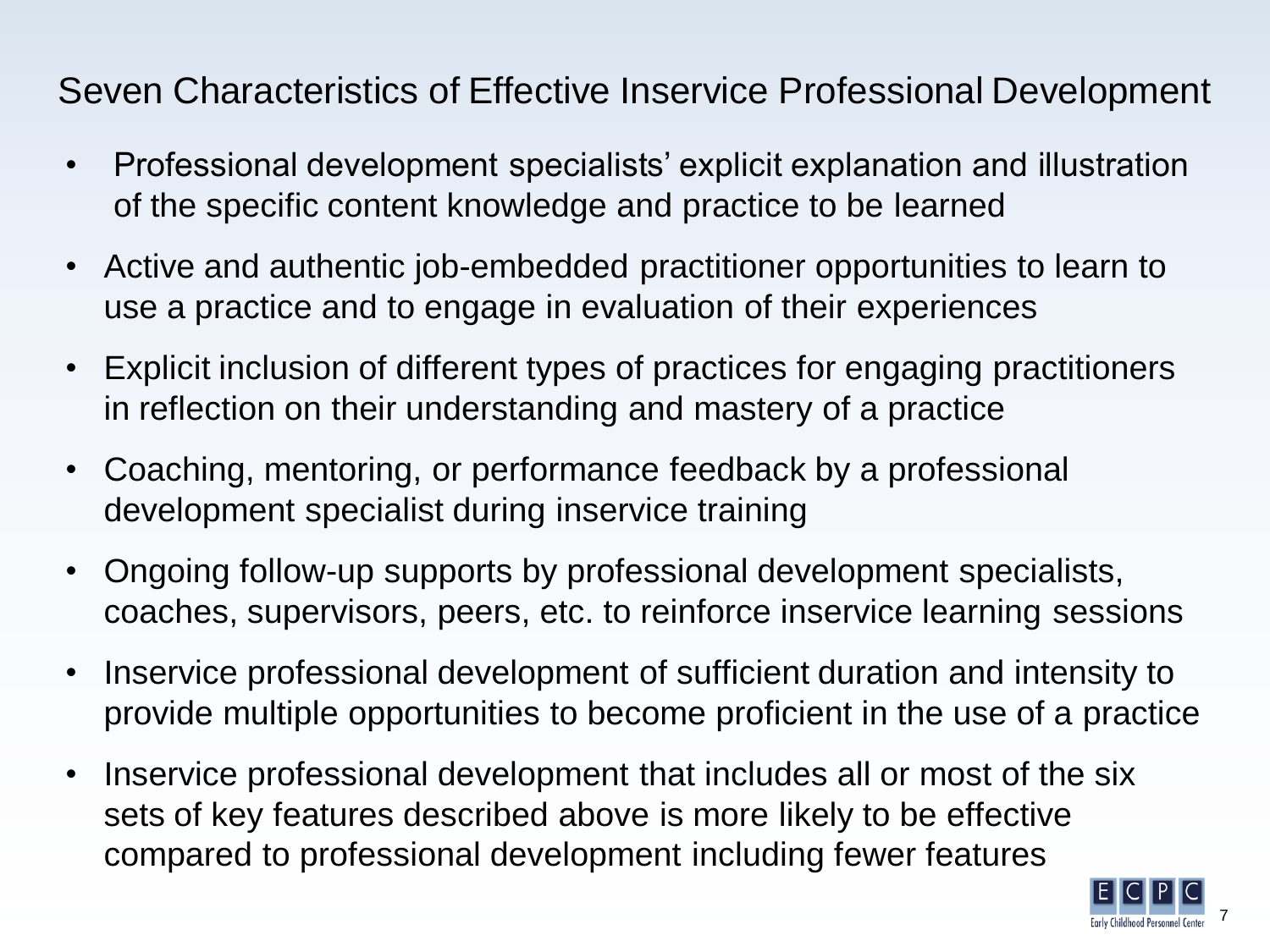# Seven Characteristics of Effective Inservice Professional Development

- Professional development specialists' explicit explanation and illustration of the specific content knowledge and practice to be learned
- Active and authentic job-embedded practitioner opportunities to learn to use a practice and to engage in evaluation of their experiences
- Explicit inclusion of different types of practices for engaging practitioners in reflection on their understanding and mastery of a practice
- Coaching, mentoring, or performance feedback by a professional development specialist during inservice training
- Ongoing follow-up supports by professional development specialists, coaches, supervisors, peers, etc. to reinforce inservice learning sessions
- Inservice professional development of sufficient duration and intensity to provide multiple opportunities to become proficient in the use of a practice
- Inservice professional development that includes all or most of the six sets of key features described above is more likely to be effective compared to professional development including fewer features

ECPC Early Childhood Personnel Center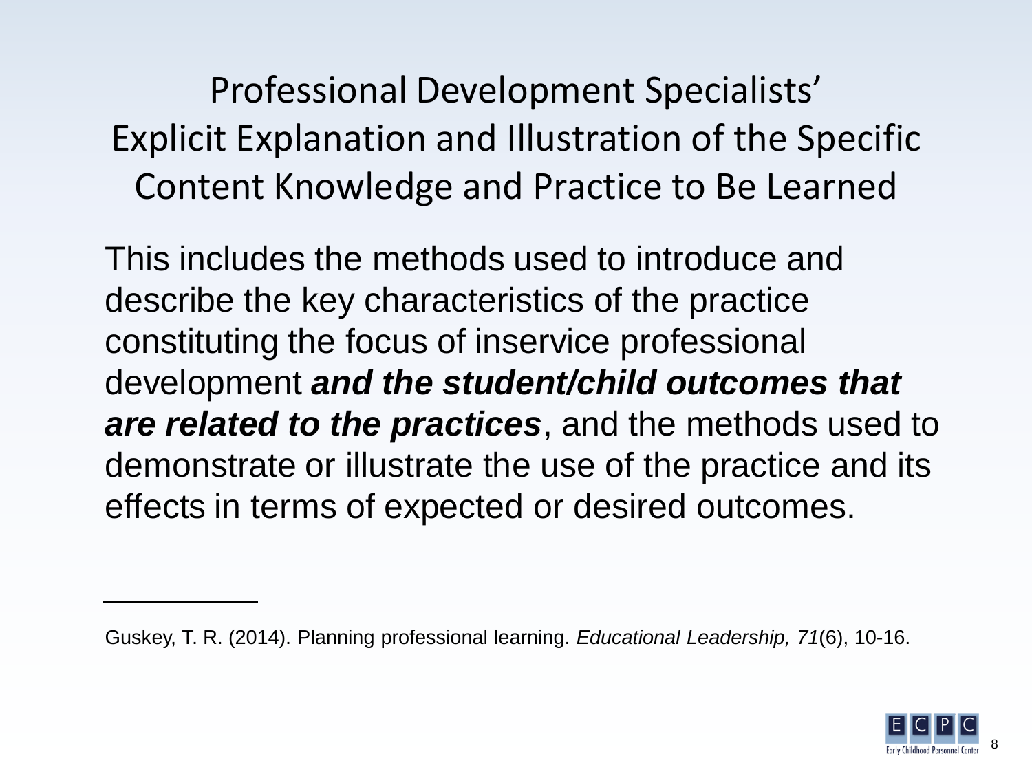# Professional Development Specialists' Explicit Explanation and Illustration of the Specific Content Knowledge and Practice to Be Learned

This includes the methods used to introduce and describe the key characteristics of the practice constituting the focus of inservice professional development ***and the student/child outcomes that are related to the practices***, and the methods used to demonstrate or illustrate the use of the practice and its effects in terms of expected or desired outcomes.

---

Guskey, T. R. (2014). Planning professional learning. *Educational Leadership, 71*(6), 10-16.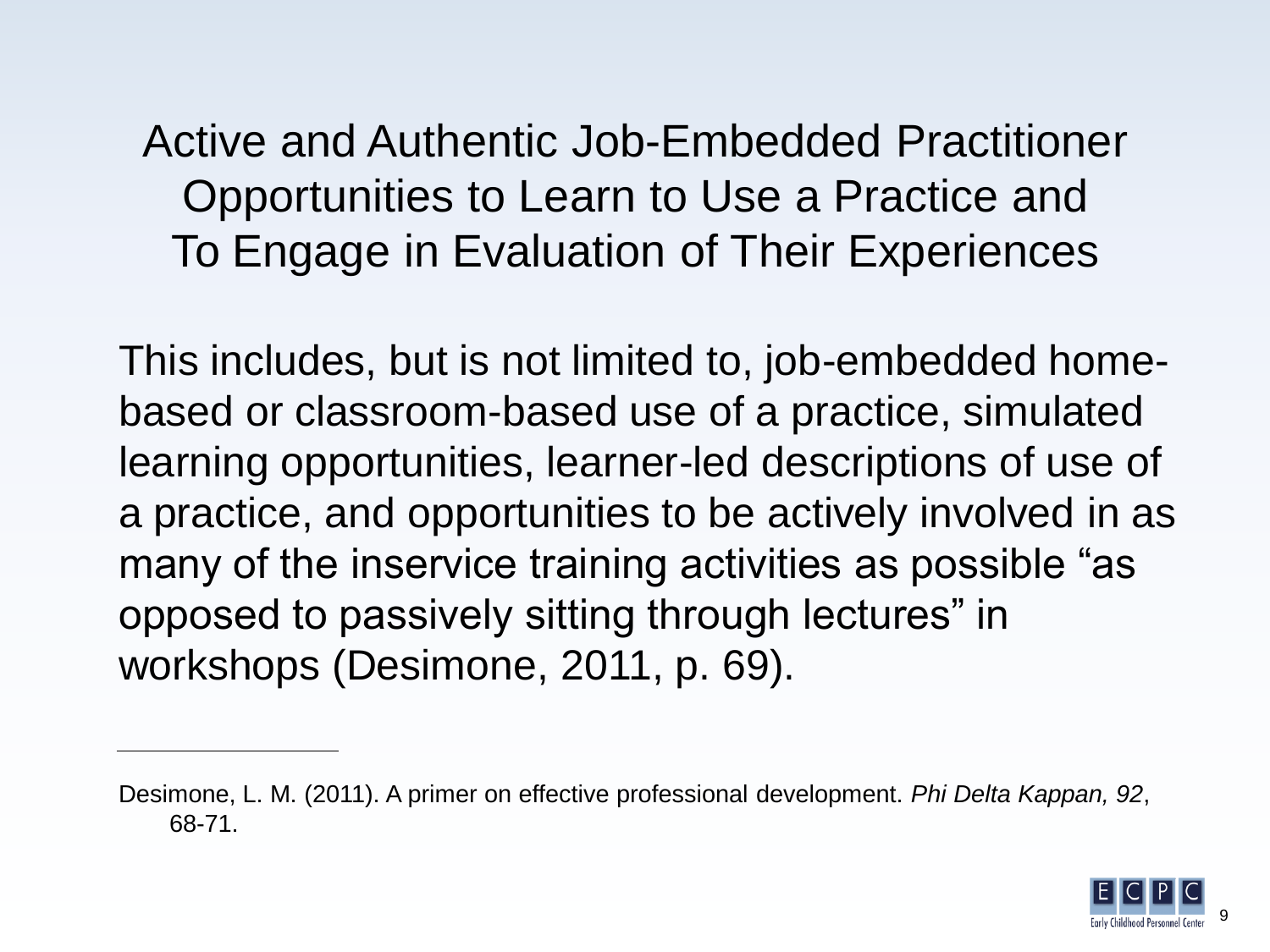# Active and Authentic Job-Embedded Practitioner Opportunities to Learn to Use a Practice and To Engage in Evaluation of Their Experiences

This includes, but is not limited to, job-embedded home-based or classroom-based use of a practice, simulated learning opportunities, learner-led descriptions of use of a practice, and opportunities to be actively involved in as many of the inservice training activities as possible "as opposed to passively sitting through lectures" in workshops (Desimone, 2011, p. 69).

---

Desimone, L. M. (2011). A primer on effective professional development. *Phi Delta Kappan, 92*, 68-71.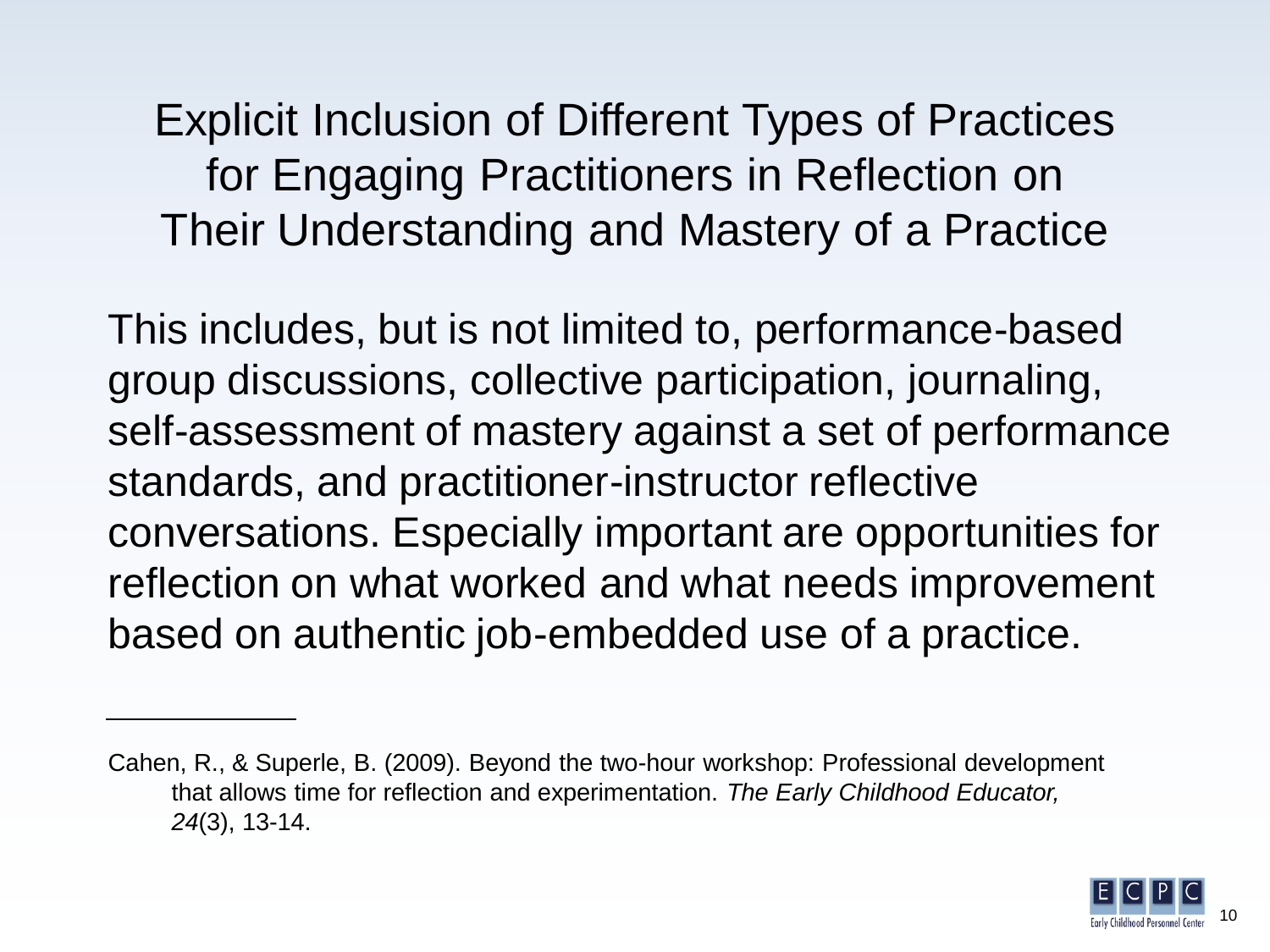# Explicit Inclusion of Different Types of Practices for Engaging Practitioners in Reflection on Their Understanding and Mastery of a Practice

This includes, but is not limited to, performance-based group discussions, collective participation, journaling, self-assessment of mastery against a set of performance standards, and practitioner-instructor reflective conversations. Especially important are opportunities for reflection on what worked and what needs improvement based on authentic job-embedded use of a practice.

---

Cahen, R., & Superle, B. (2009). Beyond the two-hour workshop: Professional development that allows time for reflection and experimentation. *The Early Childhood Educator, 24*(3), 13-14.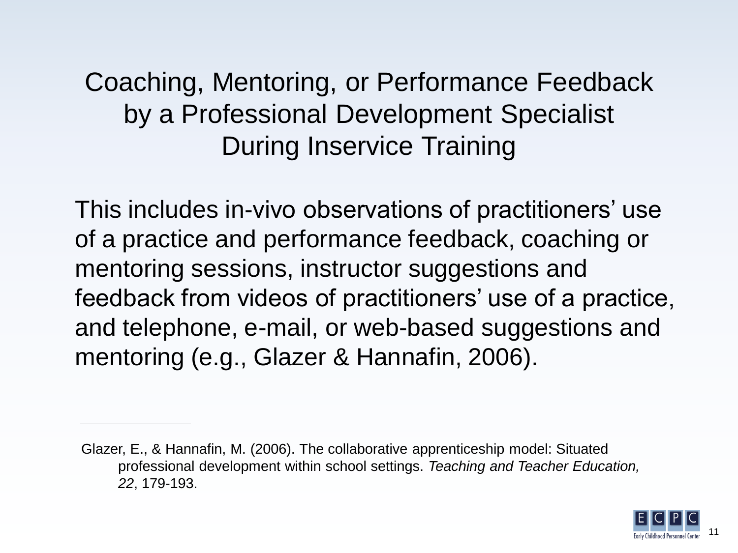# Coaching, Mentoring, or Performance Feedback by a Professional Development Specialist During Inservice Training

This includes in-vivo observations of practitioners' use of a practice and performance feedback, coaching or mentoring sessions, instructor suggestions and feedback from videos of practitioners' use of a practice, and telephone, e-mail, or web-based suggestions and mentoring (e.g., Glazer & Hannafin, 2006).

---

Glazer, E., & Hannafin, M. (2006). The collaborative apprenticeship model: Situated professional development within school settings. *Teaching and Teacher Education, 22*, 179-193.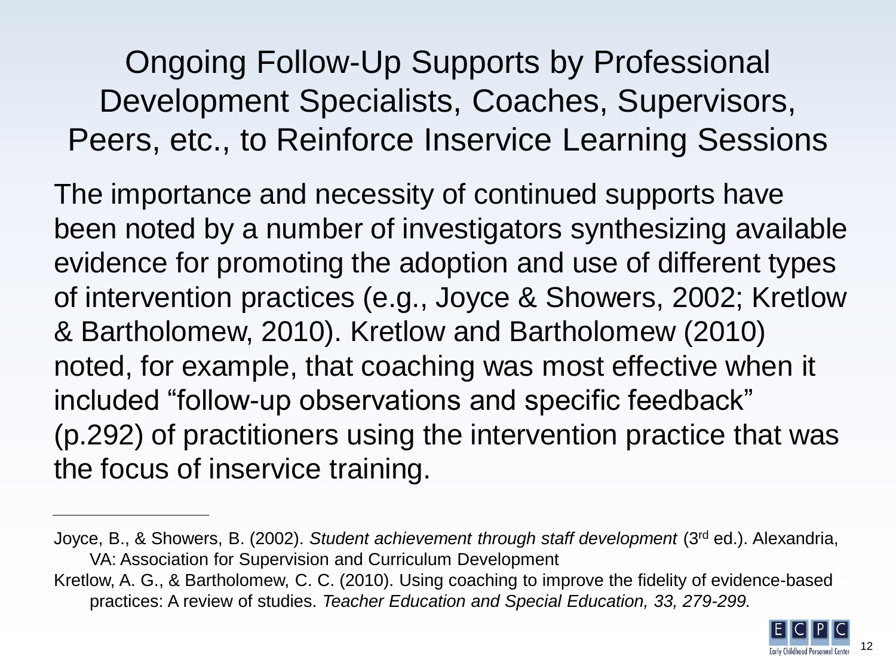# Ongoing Follow-Up Supports by Professional Development Specialists, Coaches, Supervisors, Peers, etc., to Reinforce Inservice Learning Sessions

The importance and necessity of continued supports have been noted by a number of investigators synthesizing available evidence for promoting the adoption and use of different types of intervention practices (e.g., Joyce & Showers, 2002; Kretlow & Bartholomew, 2010). Kretlow and Bartholomew (2010) noted, for example, that coaching was most effective when it included "follow-up observations and specific feedback" (p.292) of practitioners using the intervention practice that was the focus of inservice training.

---

Joyce, B., & Showers, B. (2002). *Student achievement through staff development* (3rd ed.). Alexandria, VA: Association for Supervision and Curriculum Development

Kretlow, A. G., & Bartholomew, C. C. (2010). Using coaching to improve the fidelity of evidence-based practices: A review of studies. *Teacher Education and Special Education, 33, 279-299.*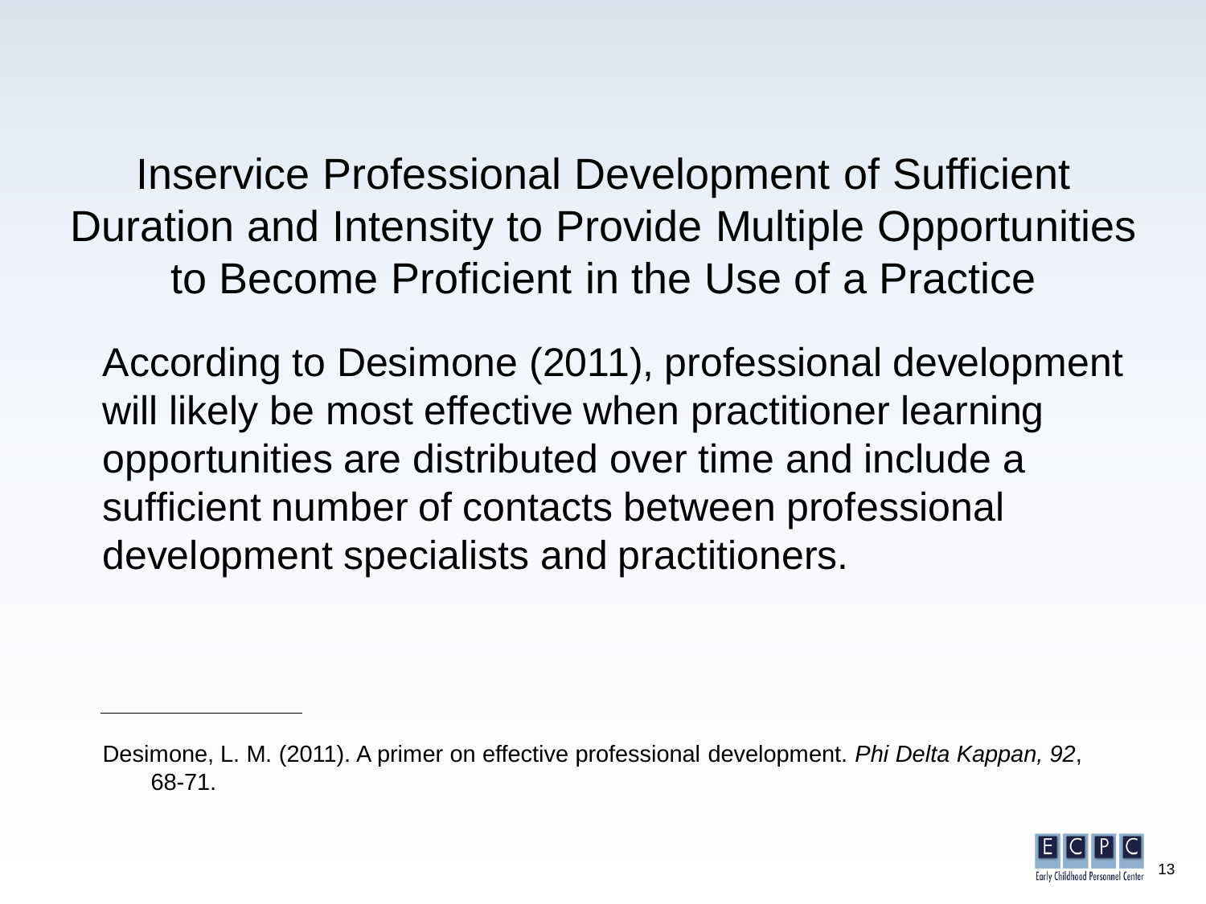# Inservice Professional Development of Sufficient Duration and Intensity to Provide Multiple Opportunities to Become Proficient in the Use of a Practice

According to Desimone (2011), professional development will likely be most effective when practitioner learning opportunities are distributed over time and include a sufficient number of contacts between professional development specialists and practitioners.

---

Desimone, L. M. (2011). A primer on effective professional development. *Phi Delta Kappan, 92*, 68-71.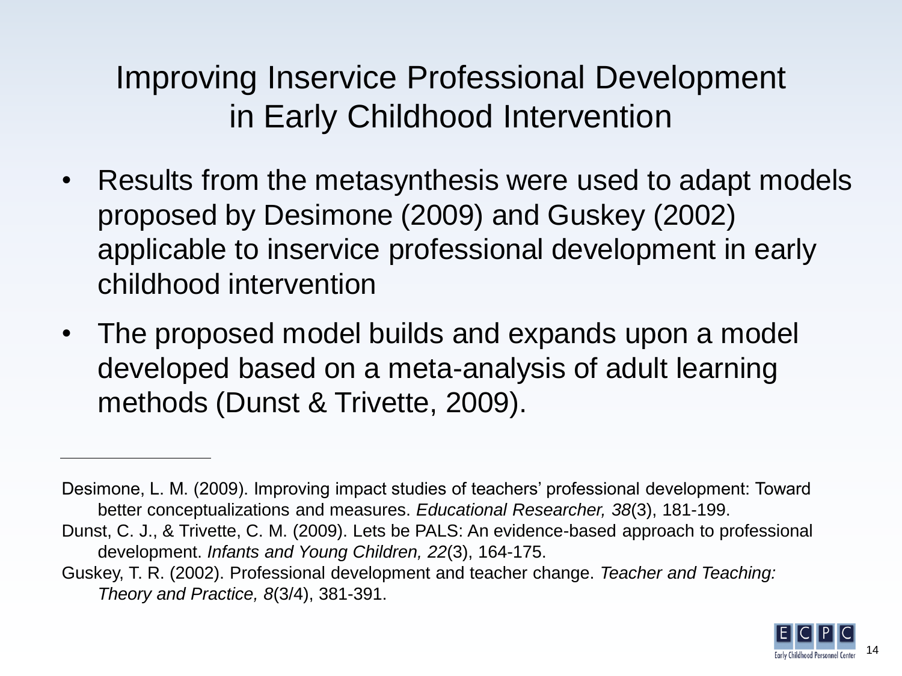# Improving Inservice Professional Development in Early Childhood Intervention

- Results from the metasynthesis were used to adapt models proposed by Desimone (2009) and Guskey (2002) applicable to inservice professional development in early childhood intervention
- The proposed model builds and expands upon a model developed based on a meta-analysis of adult learning methods (Dunst & Trivette, 2009).

---

Desimone, L. M. (2009). Improving impact studies of teachers' professional development: Toward better conceptualizations and measures. *Educational Researcher, 38*(3), 181-199.

Dunst, C. J., & Trivette, C. M. (2009). Lets be PALS: An evidence-based approach to professional development. *Infants and Young Children, 22*(3), 164-175.

Guskey, T. R. (2002). Professional development and teacher change. *Teacher and Teaching: Theory and Practice, 8*(3/4), 381-391.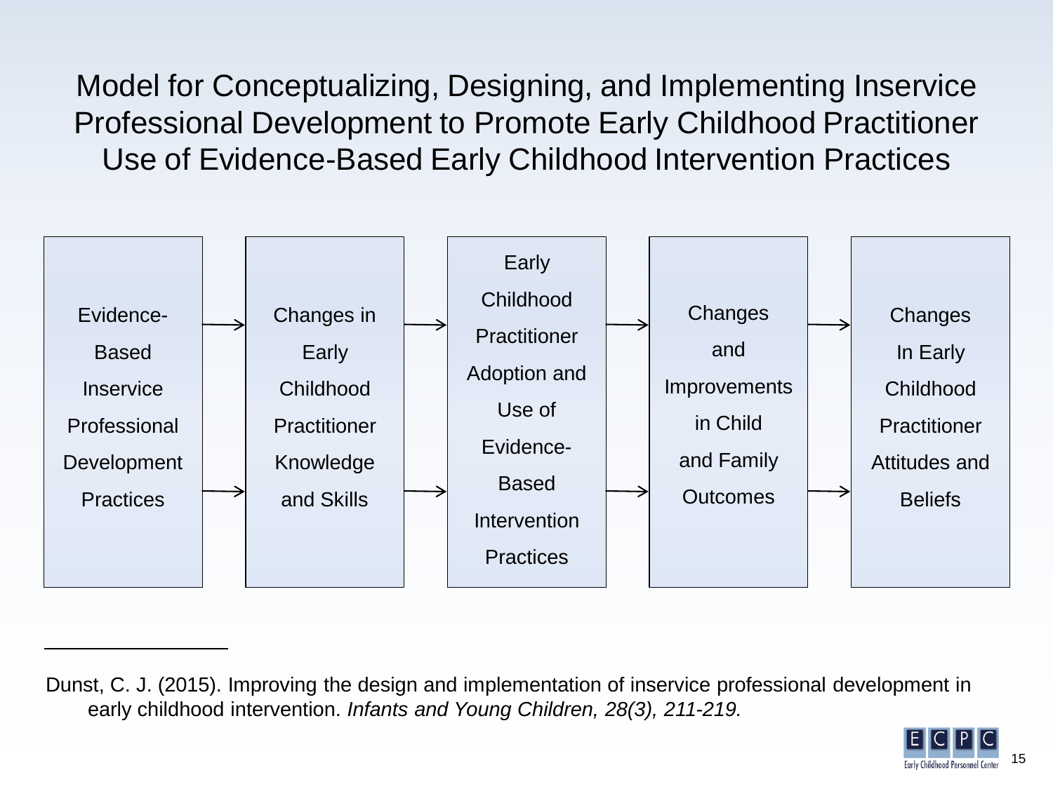# Model for Conceptualizing, Designing, and Implementing Inservice Professional Development to Promote Early Childhood Practitioner Use of Evidence-Based Early Childhood Intervention Practices

Evidence-Based Inservice Professional Development Practices → Changes in Early Childhood Practitioner Knowledge and Skills → Early Childhood Practitioner Adoption and Use of Evidence-Based Intervention Practices → Changes and Improvements in Child and Family Outcomes → Changes In Early Childhood Practitioner Attitudes and Beliefs

---

Dunst, C. J. (2015). Improving the design and implementation of inservice professional development in early childhood intervention. *Infants and Young Children, 28(3), 211-219.*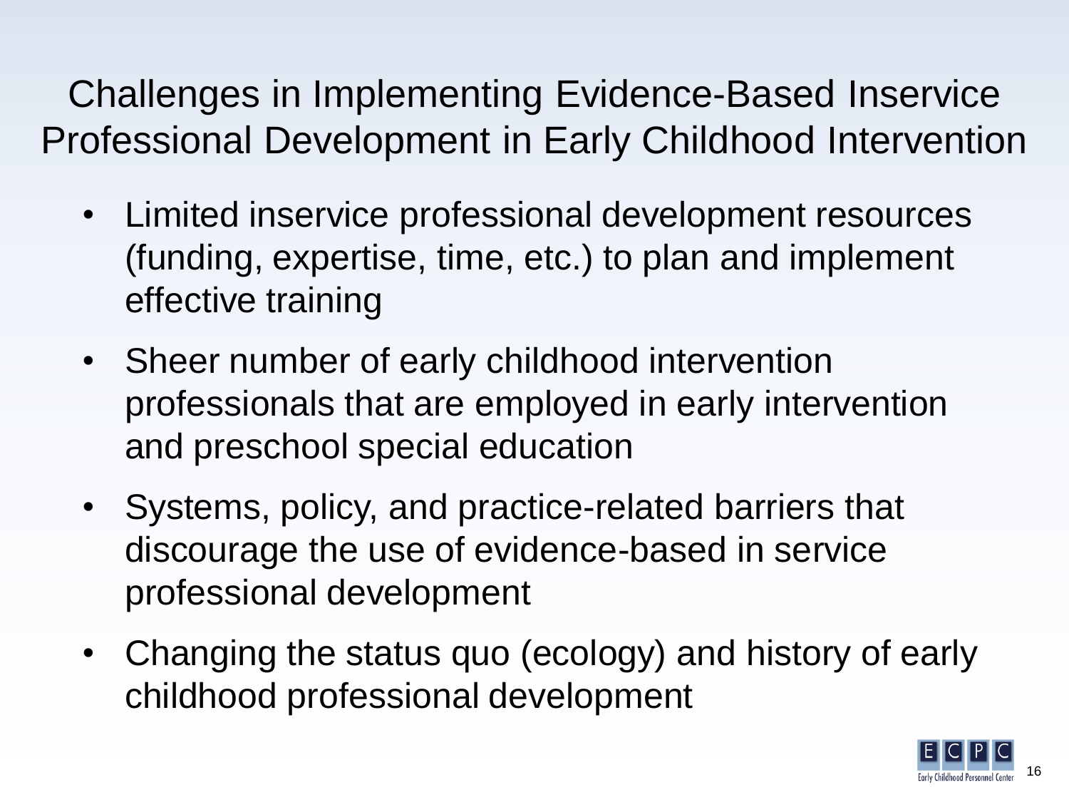# Challenges in Implementing Evidence-Based Inservice Professional Development in Early Childhood Intervention

- Limited inservice professional development resources (funding, expertise, time, etc.) to plan and implement effective training
- Sheer number of early childhood intervention professionals that are employed in early intervention and preschool special education
- Systems, policy, and practice-related barriers that discourage the use of evidence-based in service professional development
- Changing the status quo (ecology) and history of early childhood professional development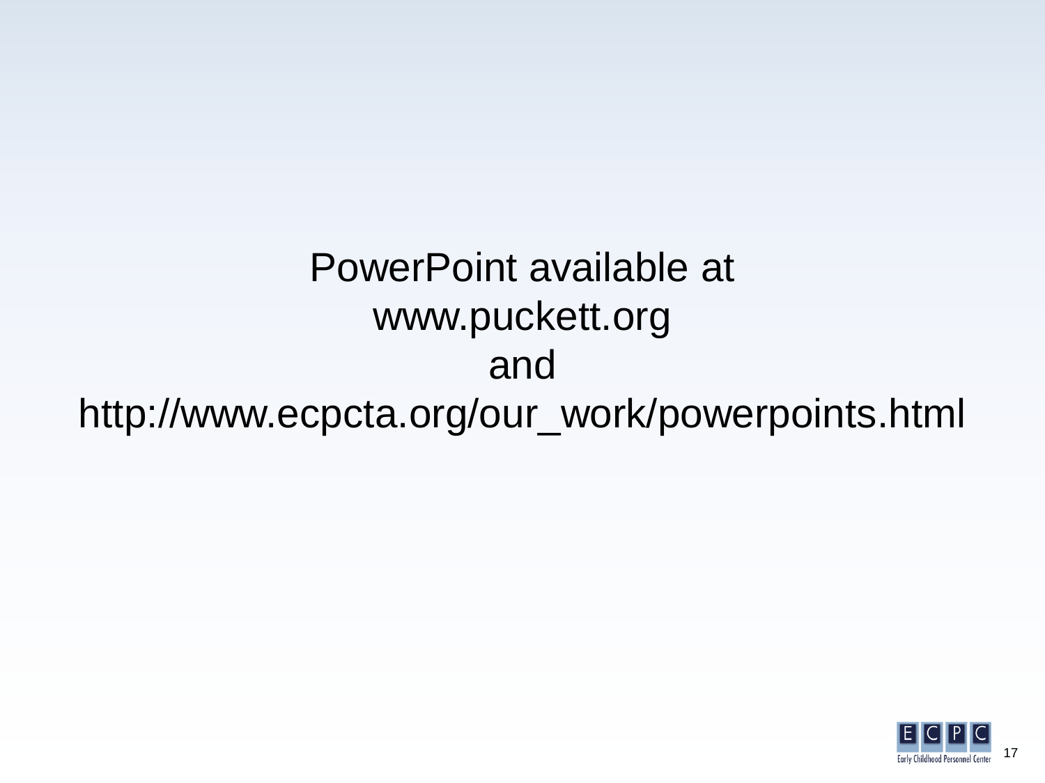PowerPoint available at
www.puckett.org
and
http://www.ecpcta.org/our_work/powerpoints.html